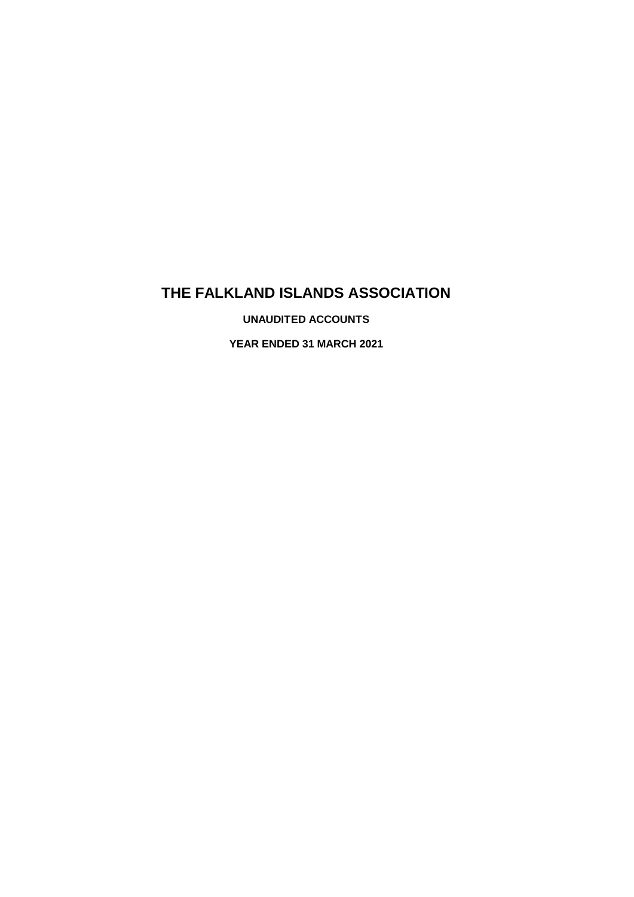# THE FALKLAND ISLANDS ASSOCIATION

**UNAUDITED ACCOUNTS**

**YEAR ENDED 31 MARCH 2021**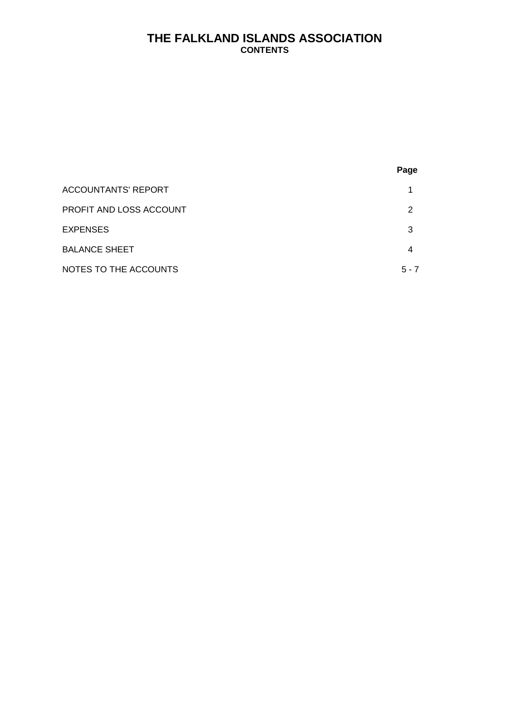# THE FALKLAND ISLANDS ASSOCIATION

## CONTENTS

| | Page |
|---|---|
| ACCOUNTANTS' REPORT | 1 |
| PROFIT AND LOSS ACCOUNT | 2 |
| EXPENSES | 3 |
| BALANCE SHEET | 4 |
| NOTES TO THE ACCOUNTS | 5 - 7 |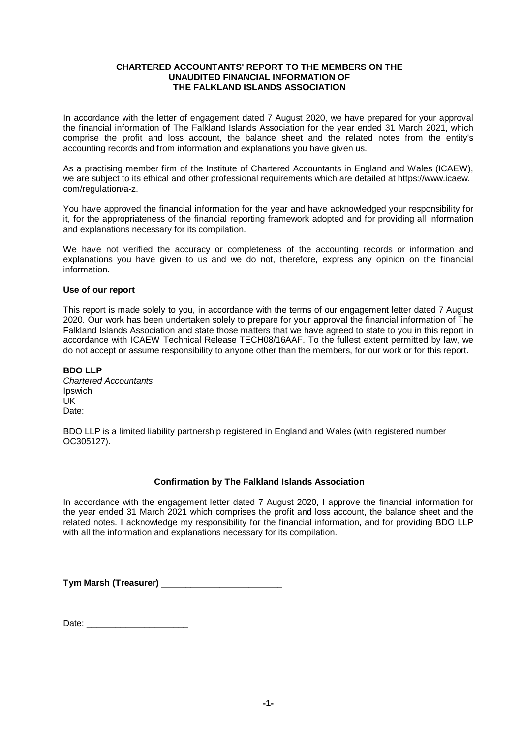**CHARTERED ACCOUNTANTS' REPORT TO THE MEMBERS ON THE UNAUDITED FINANCIAL INFORMATION OF THE FALKLAND ISLANDS ASSOCIATION**

In accordance with the letter of engagement dated 7 August 2020, we have prepared for your approval the financial information of The Falkland Islands Association for the year ended 31 March 2021, which comprise the profit and loss account, the balance sheet and the related notes from the entity's accounting records and from information and explanations you have given us.

As a practising member firm of the Institute of Chartered Accountants in England and Wales (ICAEW), we are subject to its ethical and other professional requirements which are detailed at https://www.icaew.com/regulation/a-z.

You have approved the financial information for the year and have acknowledged your responsibility for it, for the appropriateness of the financial reporting framework adopted and for providing all information and explanations necessary for its compilation.

We have not verified the accuracy or completeness of the accounting records or information and explanations you have given to us and we do not, therefore, express any opinion on the financial information.

**Use of our report**

This report is made solely to you, in accordance with the terms of our engagement letter dated 7 August 2020. Our work has been undertaken solely to prepare for your approval the financial information of The Falkland Islands Association and state those matters that we have agreed to state to you in this report in accordance with ICAEW Technical Release TECH08/16AAF. To the fullest extent permitted by law, we do not accept or assume responsibility to anyone other than the members, for our work or for this report.

**BDO LLP**
*Chartered Accountants*
Ipswich
UK
Date:

BDO LLP is a limited liability partnership registered in England and Wales (with registered number OC305127).

**Confirmation by The Falkland Islands Association**

In accordance with the engagement letter dated 7 August 2020, I approve the financial information for the year ended 31 March 2021 which comprises the profit and loss account, the balance sheet and the related notes. I acknowledge my responsibility for the financial information, and for providing BDO LLP with all the information and explanations necessary for its compilation.

**Tym Marsh (Treasurer)** ________________________

Date: ____________________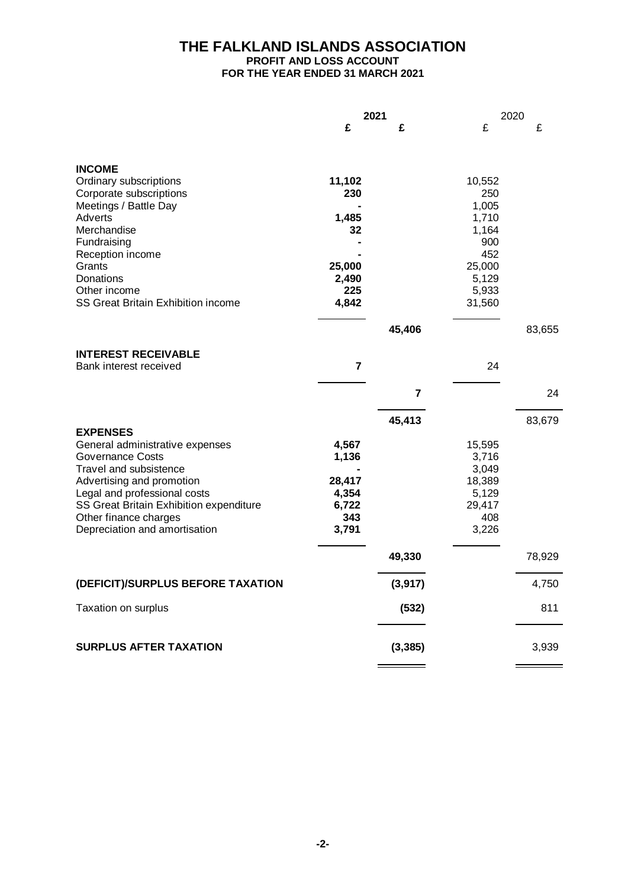# THE FALKLAND ISLANDS ASSOCIATION

## PROFIT AND LOSS ACCOUNT

### FOR THE YEAR ENDED 31 MARCH 2021

| | 2021 | | 2020 | |
|---|---|---|---|---|
| | £ | £ | £ | £ |
| **INCOME** | | | | |
| Ordinary subscriptions | 11,102 | | 10,552 | |
| Corporate subscriptions | 230 | | 250 | |
| Meetings / Battle Day | - | | 1,005 | |
| Adverts | 1,485 | | 1,710 | |
| Merchandise | 32 | | 1,164 | |
| Fundraising | - | | 900 | |
| Reception income | - | | 452 | |
| Grants | 25,000 | | 25,000 | |
| Donations | 2,490 | | 5,129 | |
| Other income | 225 | | 5,933 | |
| SS Great Britain Exhibition income | 4,842 | | 31,560 | |
| | | 45,406 | | 83,655 |
| **INTEREST RECEIVABLE** | | | | |
| Bank interest received | 7 | | 24 | |
| | | 7 | | 24 |
| | | 45,413 | | 83,679 |
| **EXPENSES** | | | | |
| General administrative expenses | 4,567 | | 15,595 | |
| Governance Costs | 1,136 | | 3,716 | |
| Travel and subsistence | - | | 3,049 | |
| Advertising and promotion | 28,417 | | 18,389 | |
| Legal and professional costs | 4,354 | | 5,129 | |
| SS Great Britain Exhibition expenditure | 6,722 | | 29,417 | |
| Other finance charges | 343 | | 408 | |
| Depreciation and amortisation | 3,791 | | 3,226 | |
| | | 49,330 | | 78,929 |
| **(DEFICIT)/SURPLUS BEFORE TAXATION** | | (3,917) | | 4,750 |
| Taxation on surplus | | (532) | | 811 |
| **SURPLUS AFTER TAXATION** | | (3,385) | | 3,939 |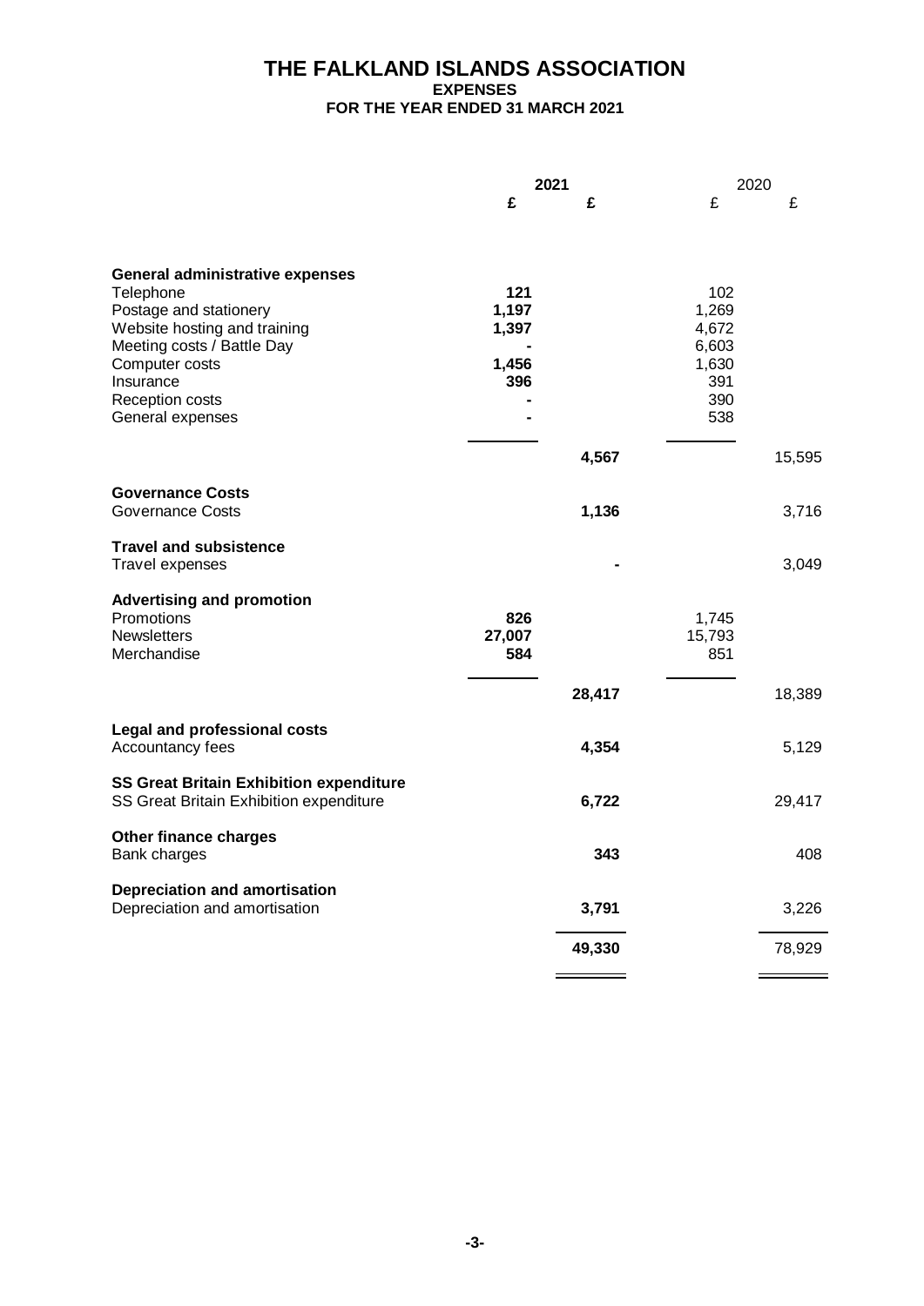# THE FALKLAND ISLANDS ASSOCIATION

**EXPENSES**

**FOR THE YEAR ENDED 31 MARCH 2021**

| | 2021 | | 2020 | |
|---|---|---|---|---|
| | £ | £ | £ | £ |
| **General administrative expenses** | | | | |
| Telephone | 121 | | 102 | |
| Postage and stationery | 1,197 | | 1,269 | |
| Website hosting and training | 1,397 | | 4,672 | |
| Meeting costs / Battle Day | - | | 6,603 | |
| Computer costs | 1,456 | | 1,630 | |
| Insurance | 396 | | 391 | |
| Reception costs | - | | 390 | |
| General expenses | - | | 538 | |
| | | 4,567 | | 15,595 |
| **Governance Costs** | | | | |
| Governance Costs | | 1,136 | | 3,716 |
| **Travel and subsistence** | | | | |
| Travel expenses | | - | | 3,049 |
| **Advertising and promotion** | | | | |
| Promotions | 826 | | 1,745 | |
| Newsletters | 27,007 | | 15,793 | |
| Merchandise | 584 | | 851 | |
| | | 28,417 | | 18,389 |
| **Legal and professional costs** | | | | |
| Accountancy fees | | 4,354 | | 5,129 |
| **SS Great Britain Exhibition expenditure** | | | | |
| SS Great Britain Exhibition expenditure | | 6,722 | | 29,417 |
| **Other finance charges** | | | | |
| Bank charges | | 343 | | 408 |
| **Depreciation and amortisation** | | | | |
| Depreciation and amortisation | | 3,791 | | 3,226 |
| | | 49,330 | | 78,929 |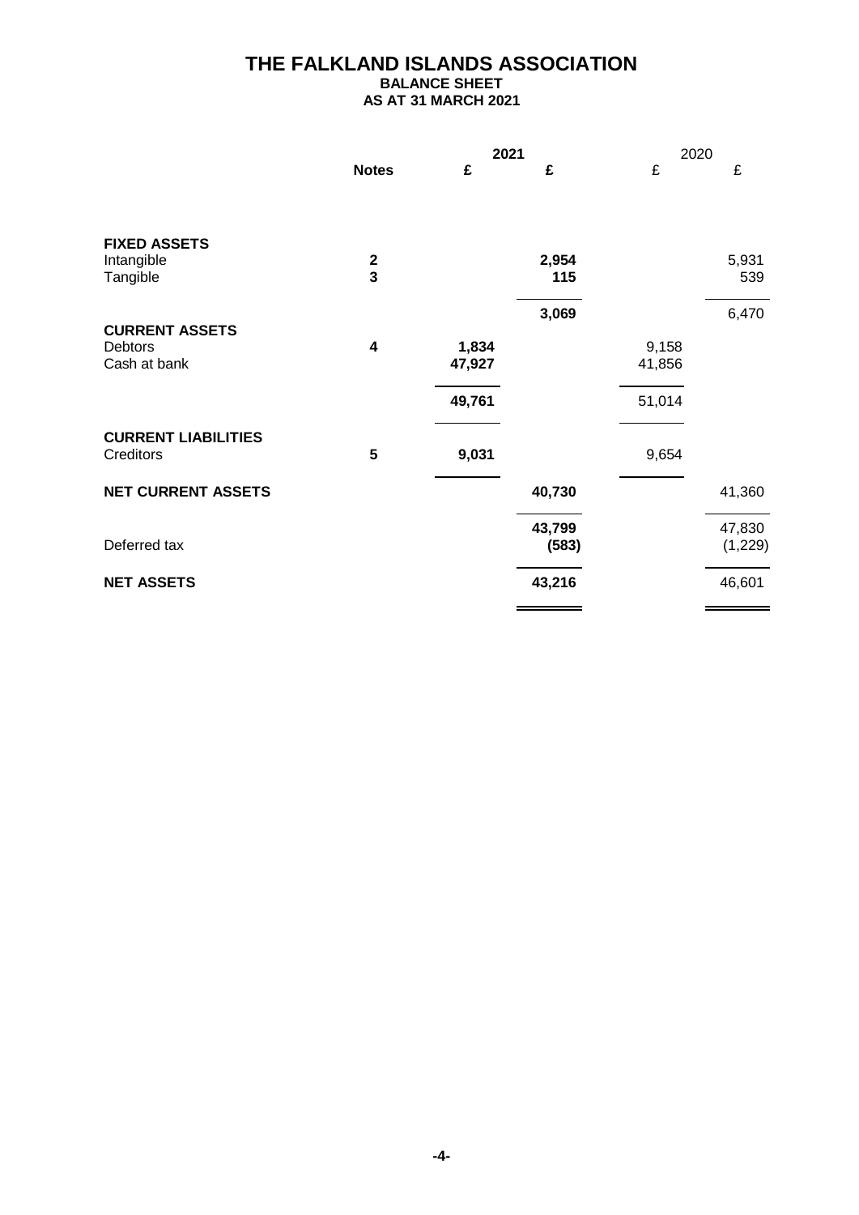# THE FALKLAND ISLANDS ASSOCIATION

## BALANCE SHEET

## AS AT 31 MARCH 2021

| | Notes | 2021 £ | 2021 £ | 2020 £ | 2020 £ |
|---|---|---|---|---|---|
| **FIXED ASSETS** | | | | | |
| Intangible | **2** | | **2,954** | | 5,931 |
| Tangible | **3** | | **115** | | 539 |
| | | | **3,069** | | 6,470 |
| **CURRENT ASSETS** | | | | | |
| Debtors | **4** | **1,834** | | 9,158 | |
| Cash at bank | | **47,927** | | 41,856 | |
| | | **49,761** | | 51,014 | |
| **CURRENT LIABILITIES** | | | | | |
| Creditors | **5** | **9,031** | | 9,654 | |
| **NET CURRENT ASSETS** | | | **40,730** | | 41,360 |
| | | | **43,799** | | 47,830 |
| Deferred tax | | | **(583)** | | (1,229) |
| **NET ASSETS** | | | **43,216** | | 46,601 |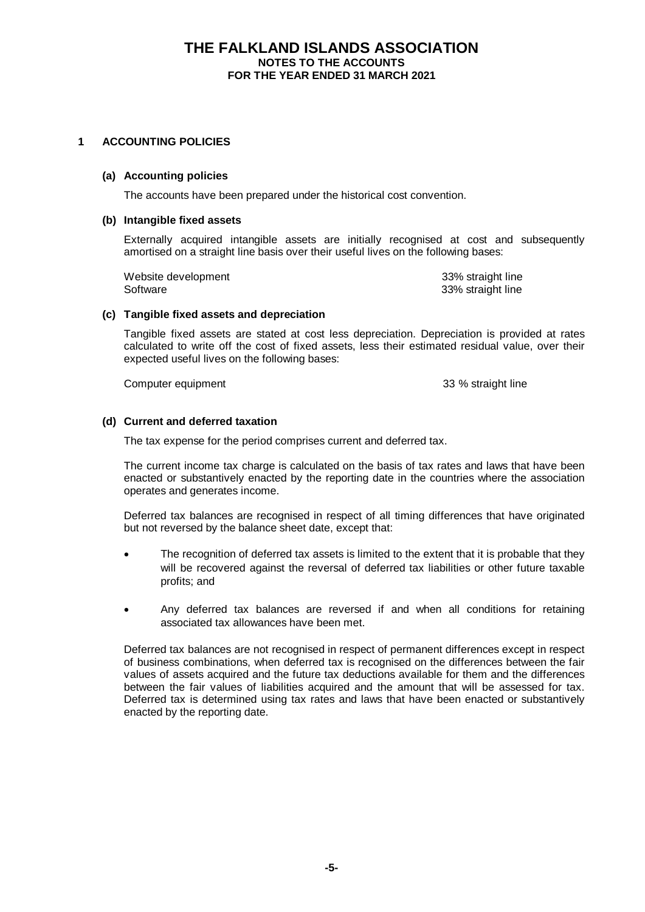# THE FALKLAND ISLANDS ASSOCIATION
## NOTES TO THE ACCOUNTS
## FOR THE YEAR ENDED 31 MARCH 2021

### 1 ACCOUNTING POLICIES

#### (a) Accounting policies

The accounts have been prepared under the historical cost convention.

#### (b) Intangible fixed assets

Externally acquired intangible assets are initially recognised at cost and subsequently amortised on a straight line basis over their useful lives on the following bases:

| | |
|---|---|
| Website development | 33% straight line |
| Software | 33% straight line |

#### (c) Tangible fixed assets and depreciation

Tangible fixed assets are stated at cost less depreciation. Depreciation is provided at rates calculated to write off the cost of fixed assets, less their estimated residual value, over their expected useful lives on the following bases:

| | |
|---|---|
| Computer equipment | 33 % straight line |

#### (d) Current and deferred taxation

The tax expense for the period comprises current and deferred tax.

The current income tax charge is calculated on the basis of tax rates and laws that have been enacted or substantively enacted by the reporting date in the countries where the association operates and generates income.

Deferred tax balances are recognised in respect of all timing differences that have originated but not reversed by the balance sheet date, except that:

- The recognition of deferred tax assets is limited to the extent that it is probable that they will be recovered against the reversal of deferred tax liabilities or other future taxable profits; and
- Any deferred tax balances are reversed if and when all conditions for retaining associated tax allowances have been met.

Deferred tax balances are not recognised in respect of permanent differences except in respect of business combinations, when deferred tax is recognised on the differences between the fair values of assets acquired and the future tax deductions available for them and the differences between the fair values of liabilities acquired and the amount that will be assessed for tax. Deferred tax is determined using tax rates and laws that have been enacted or substantively enacted by the reporting date.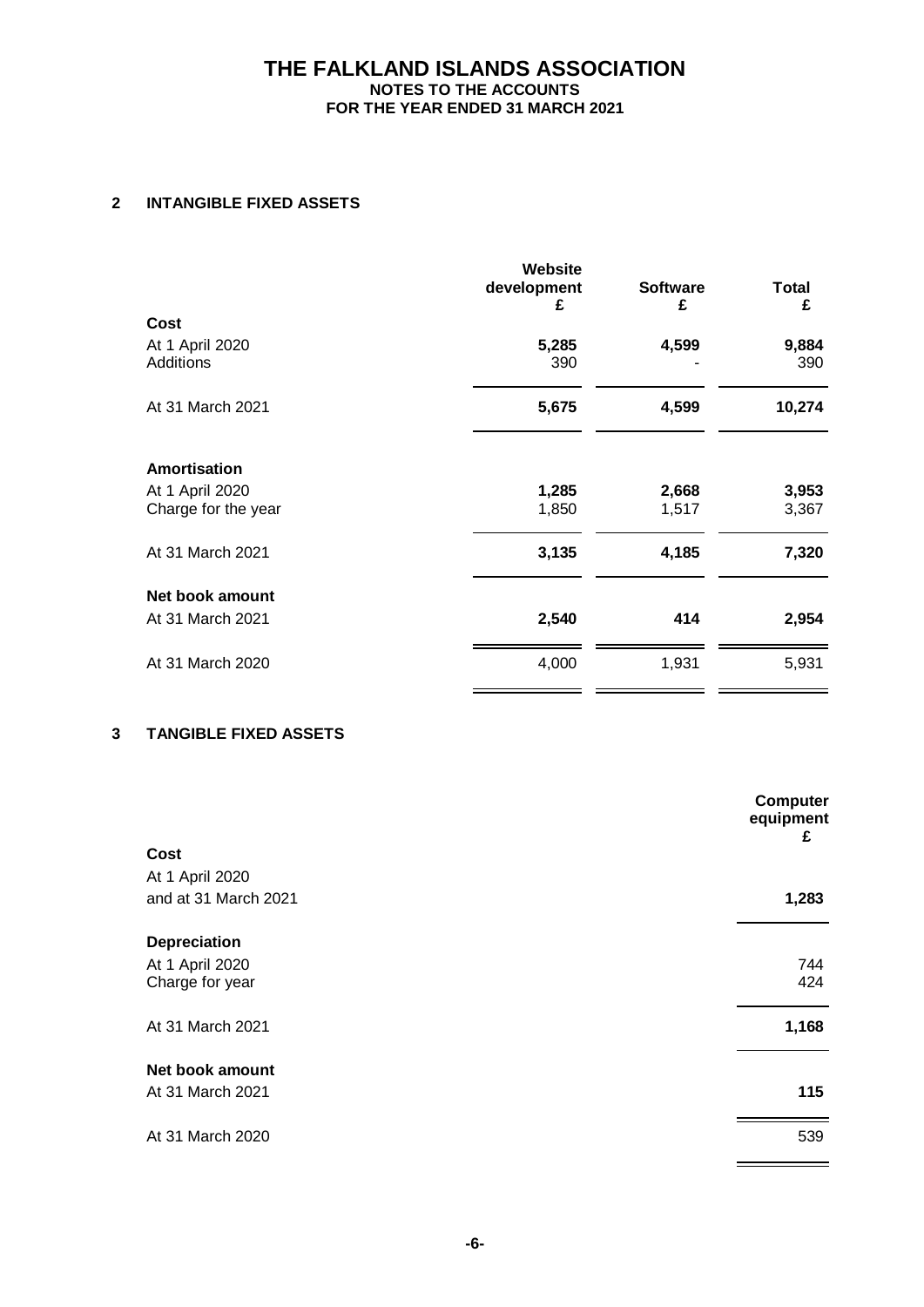# THE FALKLAND ISLANDS ASSOCIATION
## NOTES TO THE ACCOUNTS
## FOR THE YEAR ENDED 31 MARCH 2021

### 2 INTANGIBLE FIXED ASSETS

| | Website development £ | Software £ | Total £ |
|---|---|---|---|
| **Cost** | | | |
| At 1 April 2020 | **5,285** | **4,599** | **9,884** |
| Additions | 390 | - | 390 |
| At 31 March 2021 | **5,675** | **4,599** | **10,274** |
| **Amortisation** | | | |
| At 1 April 2020 | **1,285** | **2,668** | **3,953** |
| Charge for the year | 1,850 | 1,517 | 3,367 |
| At 31 March 2021 | **3,135** | **4,185** | **7,320** |
| **Net book amount** | | | |
| At 31 March 2021 | **2,540** | **414** | **2,954** |
| At 31 March 2020 | 4,000 | 1,931 | 5,931 |

### 3 TANGIBLE FIXED ASSETS

| | Computer equipment £ |
|---|---|
| **Cost** | |
| At 1 April 2020 and at 31 March 2021 | **1,283** |
| **Depreciation** | |
| At 1 April 2020 | 744 |
| Charge for year | 424 |
| At 31 March 2021 | **1,168** |
| **Net book amount** | |
| At 31 March 2021 | **115** |
| At 31 March 2020 | 539 |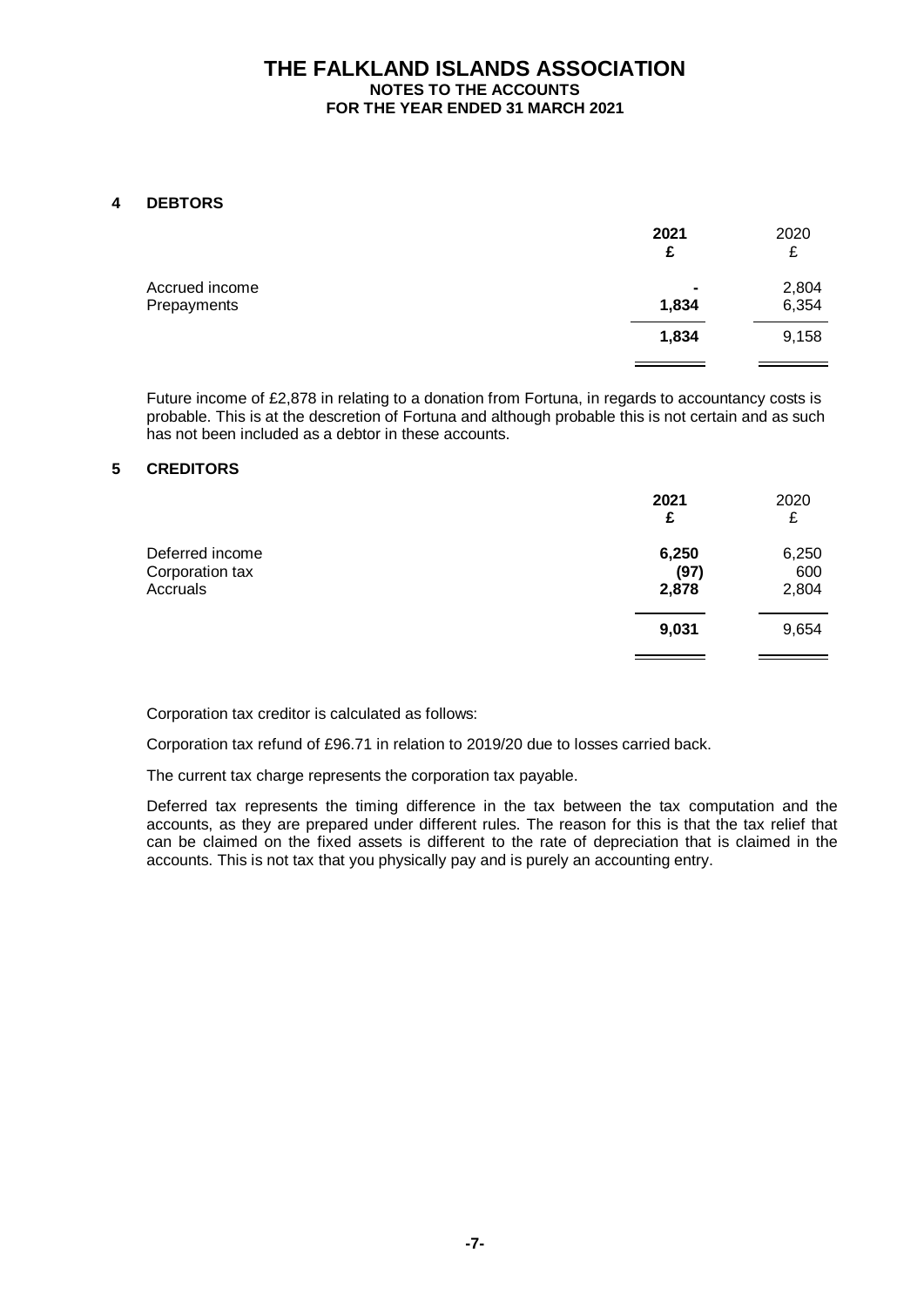# THE FALKLAND ISLANDS ASSOCIATION
## NOTES TO THE ACCOUNTS
## FOR THE YEAR ENDED 31 MARCH 2021

### 4 DEBTORS

| | **2021** **£** | 2020 £ |
|---|---|---|
| Accrued income | **-** | 2,804 |
| Prepayments | **1,834** | 6,354 |
| | **1,834** | 9,158 |

Future income of £2,878 in relating to a donation from Fortuna, in regards to accountancy costs is probable. This is at the descretion of Fortuna and although probable this is not certain and as such has not been included as a debtor in these accounts.

### 5 CREDITORS

| | **2021** **£** | 2020 £ |
|---|---|---|
| Deferred income | **6,250** | 6,250 |
| Corporation tax | **(97)** | 600 |
| Accruals | **2,878** | 2,804 |
| | **9,031** | 9,654 |

Corporation tax creditor is calculated as follows:

Corporation tax refund of £96.71 in relation to 2019/20 due to losses carried back.

The current tax charge represents the corporation tax payable.

Deferred tax represents the timing difference in the tax between the tax computation and the accounts, as they are prepared under different rules. The reason for this is that the tax relief that can be claimed on the fixed assets is different to the rate of depreciation that is claimed in the accounts. This is not tax that you physically pay and is purely an accounting entry.